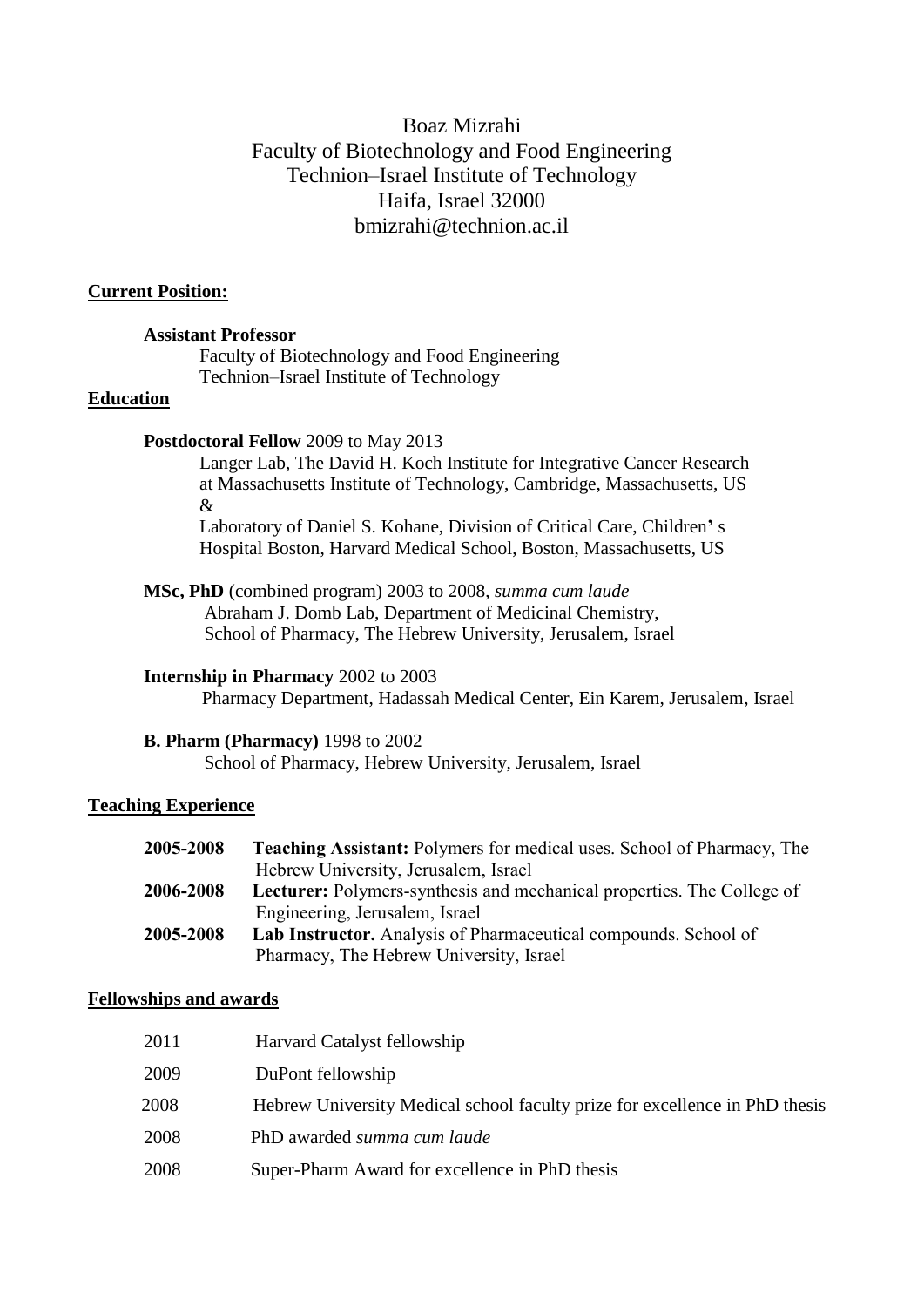Boaz Mizrahi
Faculty of Biotechnology and Food Engineering
Technion–Israel Institute of Technology
Haifa, Israel 32000
bmizrahi@technion.ac.il

## Current Position:

**Assistant Professor**
Faculty of Biotechnology and Food Engineering
Technion–Israel Institute of Technology

## Education

**Postdoctoral Fellow** 2009 to May 2013
Langer Lab, The David H. Koch Institute for Integrative Cancer Research at Massachusetts Institute of Technology, Cambridge, Massachusetts, US
&
Laboratory of Daniel S. Kohane, Division of Critical Care, Children' s Hospital Boston, Harvard Medical School, Boston, Massachusetts, US

**MSc, PhD** (combined program) 2003 to 2008, *summa cum laude*
Abraham J. Domb Lab, Department of Medicinal Chemistry, School of Pharmacy, The Hebrew University, Jerusalem, Israel

**Internship in Pharmacy** 2002 to 2003
Pharmacy Department, Hadassah Medical Center, Ein Karem, Jerusalem, Israel

**B. Pharm (Pharmacy)** 1998 to 2002
School of Pharmacy, Hebrew University, Jerusalem, Israel

## Teaching Experience

| | |
|---|---|
| **2005-2008** | **Teaching Assistant:** Polymers for medical uses. School of Pharmacy, The Hebrew University, Jerusalem, Israel |
| **2006-2008** | **Lecturer:** Polymers-synthesis and mechanical properties. The College of Engineering, Jerusalem, Israel |
| **2005-2008** | **Lab Instructor.** Analysis of Pharmaceutical compounds. School of Pharmacy, The Hebrew University, Israel |

## Fellowships and awards

| | |
|---|---|
| 2011 | Harvard Catalyst fellowship |
| 2009 | DuPont fellowship |
| 2008 | Hebrew University Medical school faculty prize for excellence in PhD thesis |
| 2008 | PhD awarded *summa cum laude* |
| 2008 | Super-Pharm Award for excellence in PhD thesis |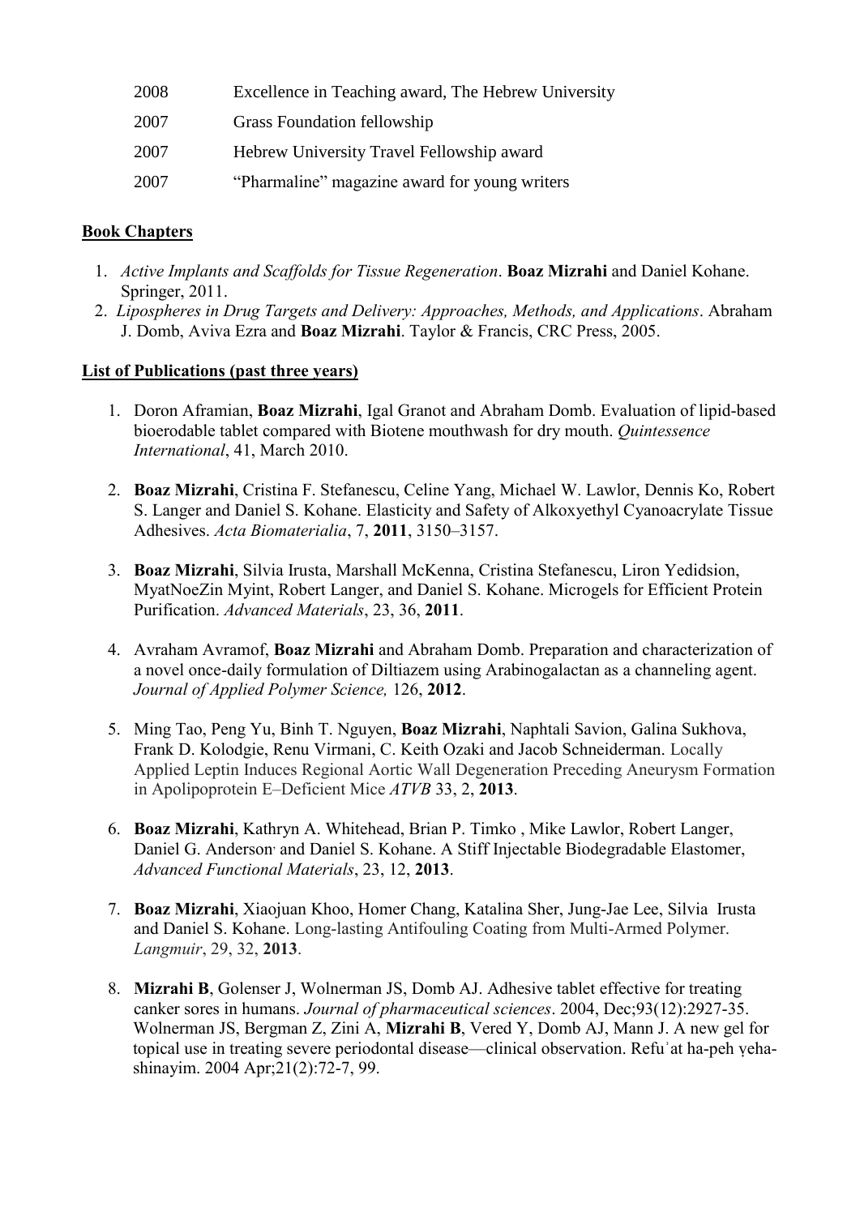| | |
|---|---|
| 2008 | Excellence in Teaching award, The Hebrew University |
| 2007 | Grass Foundation fellowship |
| 2007 | Hebrew University Travel Fellowship award |
| 2007 | "Pharmaline" magazine award for young writers |

## Book Chapters

1. *Active Implants and Scaffolds for Tissue Regeneration*. **Boaz Mizrahi** and Daniel Kohane. Springer, 2011.
2. *Lipospheres in Drug Targets and Delivery: Approaches, Methods, and Applications*. Abraham J. Domb, Aviva Ezra and **Boaz Mizrahi**. Taylor & Francis, CRC Press, 2005.

## List of Publications (past three years)

1. Doron Aframian, **Boaz Mizrahi**, Igal Granot and Abraham Domb. Evaluation of lipid-based bioerodable tablet compared with Biotene mouthwash for dry mouth. *Quintessence International*, 41, March 2010.

2. **Boaz Mizrahi**, Cristina F. Stefanescu, Celine Yang, Michael W. Lawlor, Dennis Ko, Robert S. Langer and Daniel S. Kohane. Elasticity and Safety of Alkoxyethyl Cyanoacrylate Tissue Adhesives. *Acta Biomaterialia*, 7, **2011**, 3150–3157.

3. **Boaz Mizrahi**, Silvia Irusta, Marshall McKenna, Cristina Stefanescu, Liron Yedidsion, MyatNoeZin Myint, Robert Langer, and Daniel S. Kohane. Microgels for Efficient Protein Purification. *Advanced Materials*, 23, 36, **2011**.

4. Avraham Avramof, **Boaz Mizrahi** and Abraham Domb. Preparation and characterization of a novel once-daily formulation of Diltiazem using Arabinogalactan as a channeling agent. *Journal of Applied Polymer Science,* 126, **2012**.

5. Ming Tao, Peng Yu, Binh T. Nguyen, **Boaz Mizrahi**, Naphtali Savion, Galina Sukhova, Frank D. Kolodgie, Renu Virmani, C. Keith Ozaki and Jacob Schneiderman. Locally Applied Leptin Induces Regional Aortic Wall Degeneration Preceding Aneurysm Formation in Apolipoprotein E–Deficient Mice *ATVB* 33, 2, **2013**.

6. **Boaz Mizrahi**, Kathryn A. Whitehead, Brian P. Timko , Mike Lawlor, Robert Langer, Daniel G. Anderson, and Daniel S. Kohane. A Stiff Injectable Biodegradable Elastomer, *Advanced Functional Materials*, 23, 12, **2013**.

7. **Boaz Mizrahi**, Xiaojuan Khoo, Homer Chang, Katalina Sher, Jung-Jae Lee, Silvia Irusta and Daniel S. Kohane. Long-lasting Antifouling Coating from Multi-Armed Polymer. *Langmuir*, 29, 32, **2013**.

8. **Mizrahi B**, Golenser J, Wolnerman JS, Domb AJ. Adhesive tablet effective for treating canker sores in humans. *Journal of pharmaceutical sciences*. 2004, Dec;93(12):2927-35. Wolnerman JS, Bergman Z, Zini A, **Mizrahi B**, Vered Y, Domb AJ, Mann J. A new gel for topical use in treating severe periodontal disease—clinical observation. Refuʾat ha-peh ṿeha-shinayim. 2004 Apr;21(2):72-7, 99.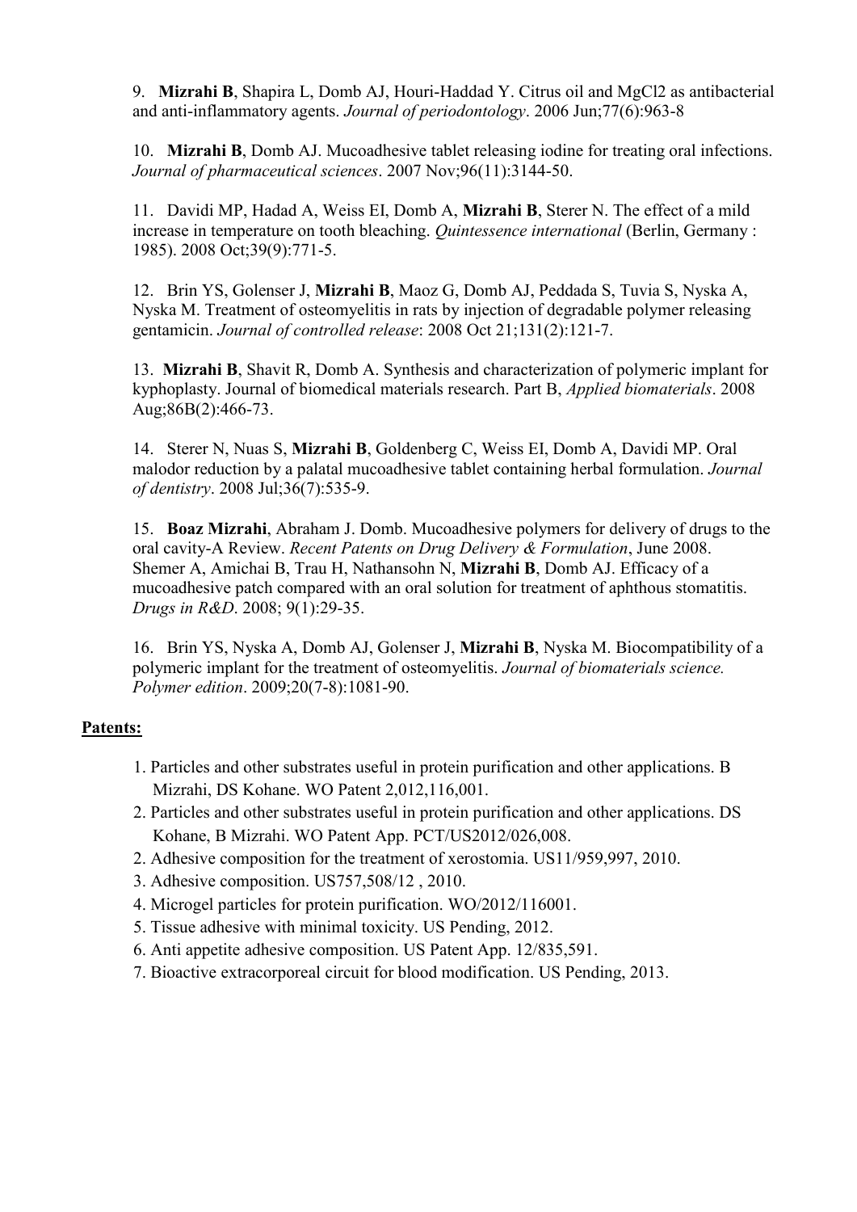9. **Mizrahi B**, Shapira L, Domb AJ, Houri-Haddad Y. Citrus oil and $MgCl_2$ as antibacterial and anti-inflammatory agents. *Journal of periodontology*. 2006 Jun;77(6):963-8

10. **Mizrahi B**, Domb AJ. Mucoadhesive tablet releasing iodine for treating oral infections. *Journal of pharmaceutical sciences*. 2007 Nov;96(11):3144-50.

11. Davidi MP, Hadad A, Weiss EI, Domb A, **Mizrahi B**, Sterer N. The effect of a mild increase in temperature on tooth bleaching. *Quintessence international* (Berlin, Germany : 1985). 2008 Oct;39(9):771-5.

12. Brin YS, Golenser J, **Mizrahi B**, Maoz G, Domb AJ, Peddada S, Tuvia S, Nyska A, Nyska M. Treatment of osteomyelitis in rats by injection of degradable polymer releasing gentamicin. *Journal of controlled release*: 2008 Oct 21;131(2):121-7.

13. **Mizrahi B**, Shavit R, Domb A. Synthesis and characterization of polymeric implant for kyphoplasty. Journal of biomedical materials research. Part B, *Applied biomaterials*. 2008 Aug;86B(2):466-73.

14. Sterer N, Nuas S, **Mizrahi B**, Goldenberg C, Weiss EI, Domb A, Davidi MP. Oral malodor reduction by a palatal mucoadhesive tablet containing herbal formulation. *Journal of dentistry*. 2008 Jul;36(7):535-9.

15. **Boaz Mizrahi**, Abraham J. Domb. Mucoadhesive polymers for delivery of drugs to the oral cavity-A Review. *Recent Patents on Drug Delivery & Formulation*, June 2008. Shemer A, Amichai B, Trau H, Nathansohn N, **Mizrahi B**, Domb AJ. Efficacy of a mucoadhesive patch compared with an oral solution for treatment of aphthous stomatitis. *Drugs in R&D*. 2008; 9(1):29-35.

16. Brin YS, Nyska A, Domb AJ, Golenser J, **Mizrahi B**, Nyska M. Biocompatibility of a polymeric implant for the treatment of osteomyelitis. *Journal of biomaterials science. Polymer edition*. 2009;20(7-8):1081-90.

**Patents:**

1. Particles and other substrates useful in protein purification and other applications. B Mizrahi, DS Kohane. WO Patent 2,012,116,001.
2. Particles and other substrates useful in protein purification and other applications. DS Kohane, B Mizrahi. WO Patent App. PCT/US2012/026,008.
2. Adhesive composition for the treatment of xerostomia. US11/959,997, 2010.
3. Adhesive composition. US757,508/12 , 2010.
4. Microgel particles for protein purification. WO/2012/116001.
5. Tissue adhesive with minimal toxicity. US Pending, 2012.
6. Anti appetite adhesive composition. US Patent App. 12/835,591.
7. Bioactive extracorporeal circuit for blood modification. US Pending, 2013.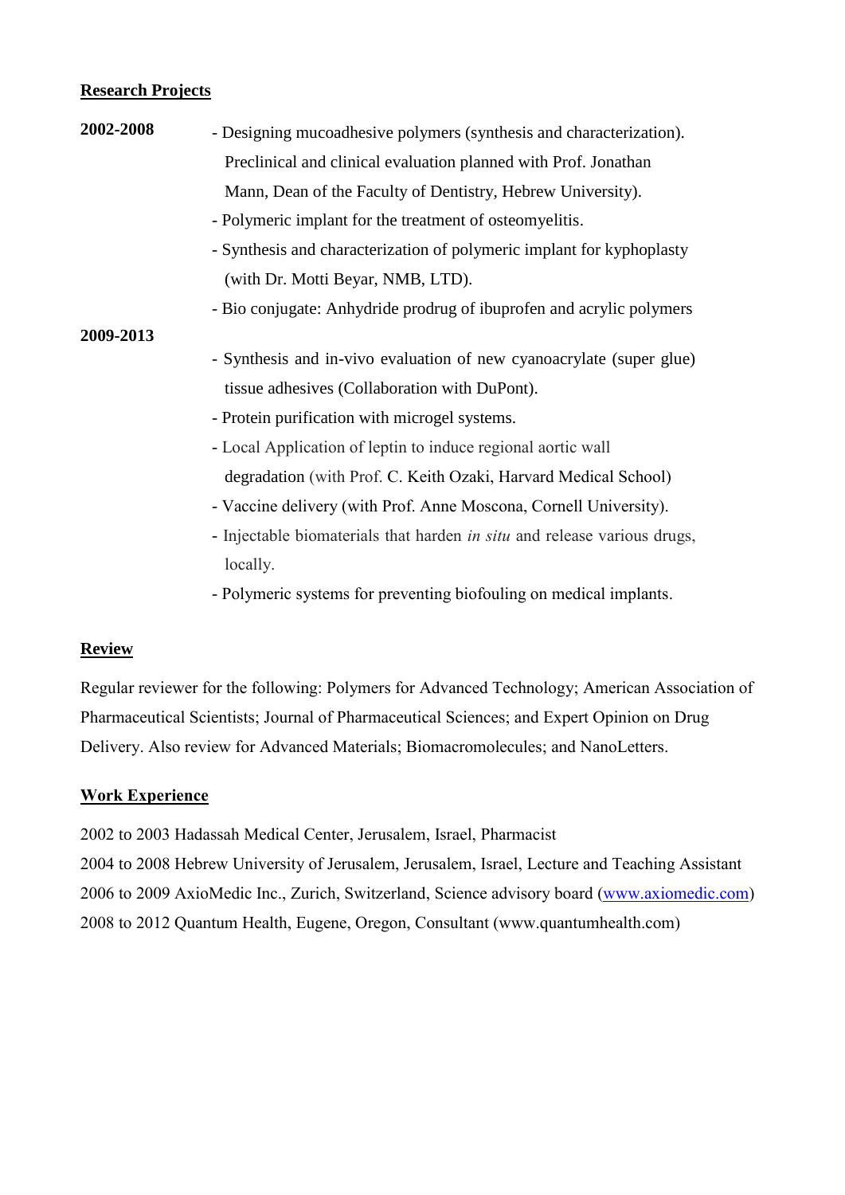## Research Projects

**2002-2008**

- Designing mucoadhesive polymers (synthesis and characterization). Preclinical and clinical evaluation planned with Prof. Jonathan Mann, Dean of the Faculty of Dentistry, Hebrew University).
- Polymeric implant for the treatment of osteomyelitis.
- Synthesis and characterization of polymeric implant for kyphoplasty (with Dr. Motti Beyar, NMB, LTD).
- Bio conjugate: Anhydride prodrug of ibuprofen and acrylic polymers

**2009-2013**

- Synthesis and in-vivo evaluation of new cyanoacrylate (super glue) tissue adhesives (Collaboration with DuPont).
- Protein purification with microgel systems.
- Local Application of leptin to induce regional aortic wall degradation (with Prof. C. Keith Ozaki, Harvard Medical School)
- Vaccine delivery (with Prof. Anne Moscona, Cornell University).
- Injectable biomaterials that harden *in situ* and release various drugs, locally.
- Polymeric systems for preventing biofouling on medical implants.

## Review

Regular reviewer for the following: Polymers for Advanced Technology; American Association of Pharmaceutical Scientists; Journal of Pharmaceutical Sciences; and Expert Opinion on Drug Delivery. Also review for Advanced Materials; Biomacromolecules; and NanoLetters.

## Work Experience

2002 to 2003 Hadassah Medical Center, Jerusalem, Israel, Pharmacist
2004 to 2008 Hebrew University of Jerusalem, Jerusalem, Israel, Lecture and Teaching Assistant
2006 to 2009 AxioMedic Inc., Zurich, Switzerland, Science advisory board (www.axiomedic.com)
2008 to 2012 Quantum Health, Eugene, Oregon, Consultant (www.quantumhealth.com)